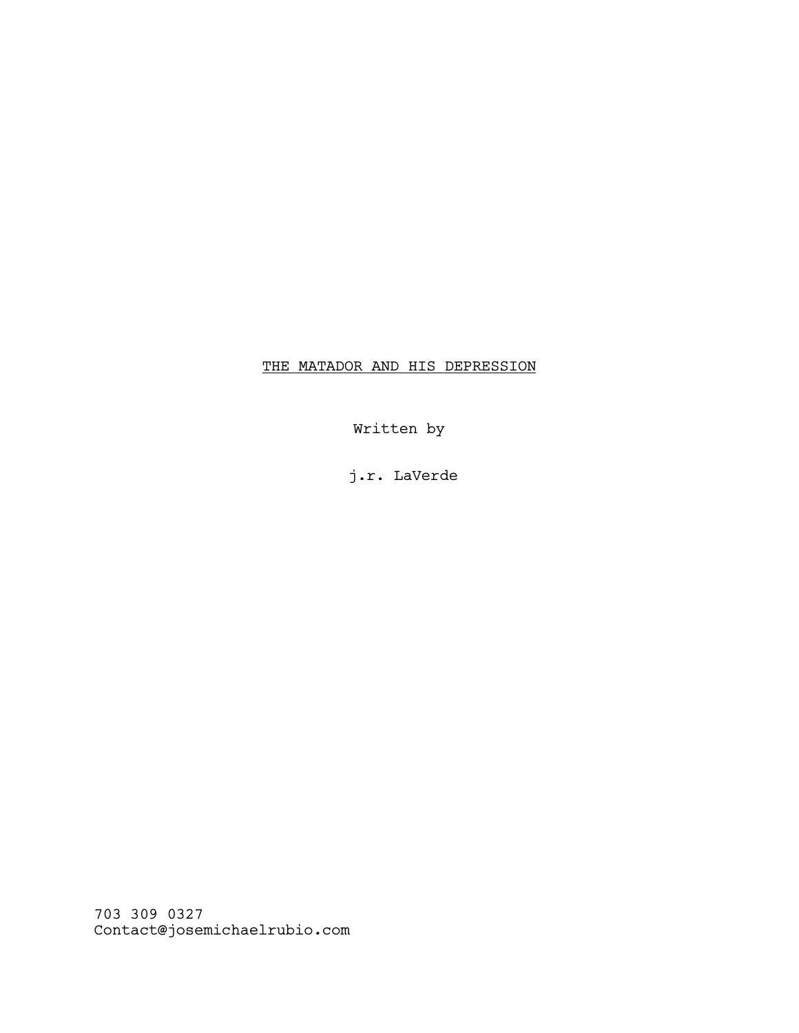THE MATADOR AND HIS DEPRESSION

Written by

j.r. LaVerde

703 309 0327
Contact@josemichaelrubio.com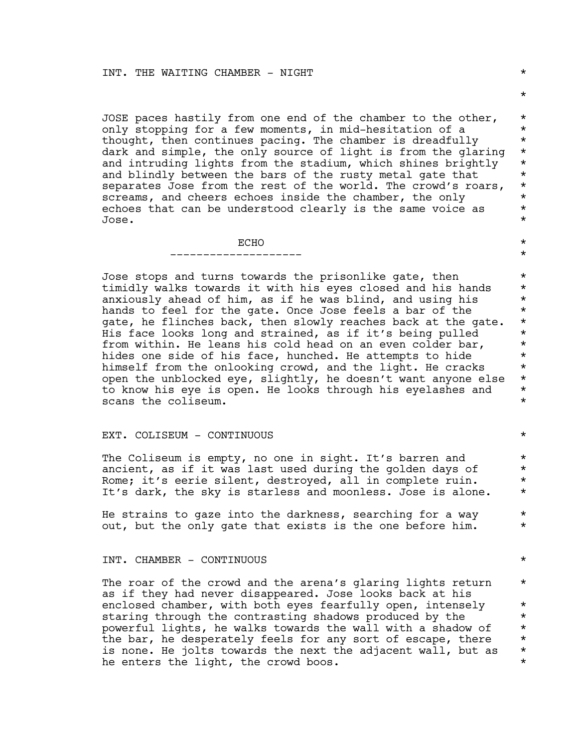INT. THE WAITING CHAMBER - NIGHT

JOSE paces hastily from one end of the chamber to the other, only stopping for a few moments, in mid-hesitation of a thought, then continues pacing. The chamber is dreadfully dark and simple, the only source of light is from the glaring and intruding lights from the stadium, which shines brightly and blindly between the bars of the rusty metal gate that separates Jose from the rest of the world. The crowd's roars, screams, and cheers echoes inside the chamber, the only echoes that can be understood clearly is the same voice as Jose.

ECHO

--------------------

Jose stops and turns towards the prisonlike gate, then timidly walks towards it with his eyes closed and his hands anxiously ahead of him, as if he was blind, and using his hands to feel for the gate. Once Jose feels a bar of the gate, he flinches back, then slowly reaches back at the gate. His face looks long and strained, as if it's being pulled from within. He leans his cold head on an even colder bar, hides one side of his face, hunched. He attempts to hide himself from the onlooking crowd, and the light. He cracks open the unblocked eye, slightly, he doesn't want anyone else to know his eye is open. He looks through his eyelashes and scans the coliseum.

EXT. COLISEUM - CONTINUOUS

The Coliseum is empty, no one in sight. It's barren and ancient, as if it was last used during the golden days of Rome; it's eerie silent, destroyed, all in complete ruin. It's dark, the sky is starless and moonless. Jose is alone.

He strains to gaze into the darkness, searching for a way out, but the only gate that exists is the one before him.

INT. CHAMBER - CONTINUOUS

The roar of the crowd and the arena's glaring lights return as if they had never disappeared. Jose looks back at his enclosed chamber, with both eyes fearfully open, intensely staring through the contrasting shadows produced by the powerful lights, he walks towards the wall with a shadow of the bar, he desperately feels for any sort of escape, there is none. He jolts towards the next the adjacent wall, but as he enters the light, the crowd boos.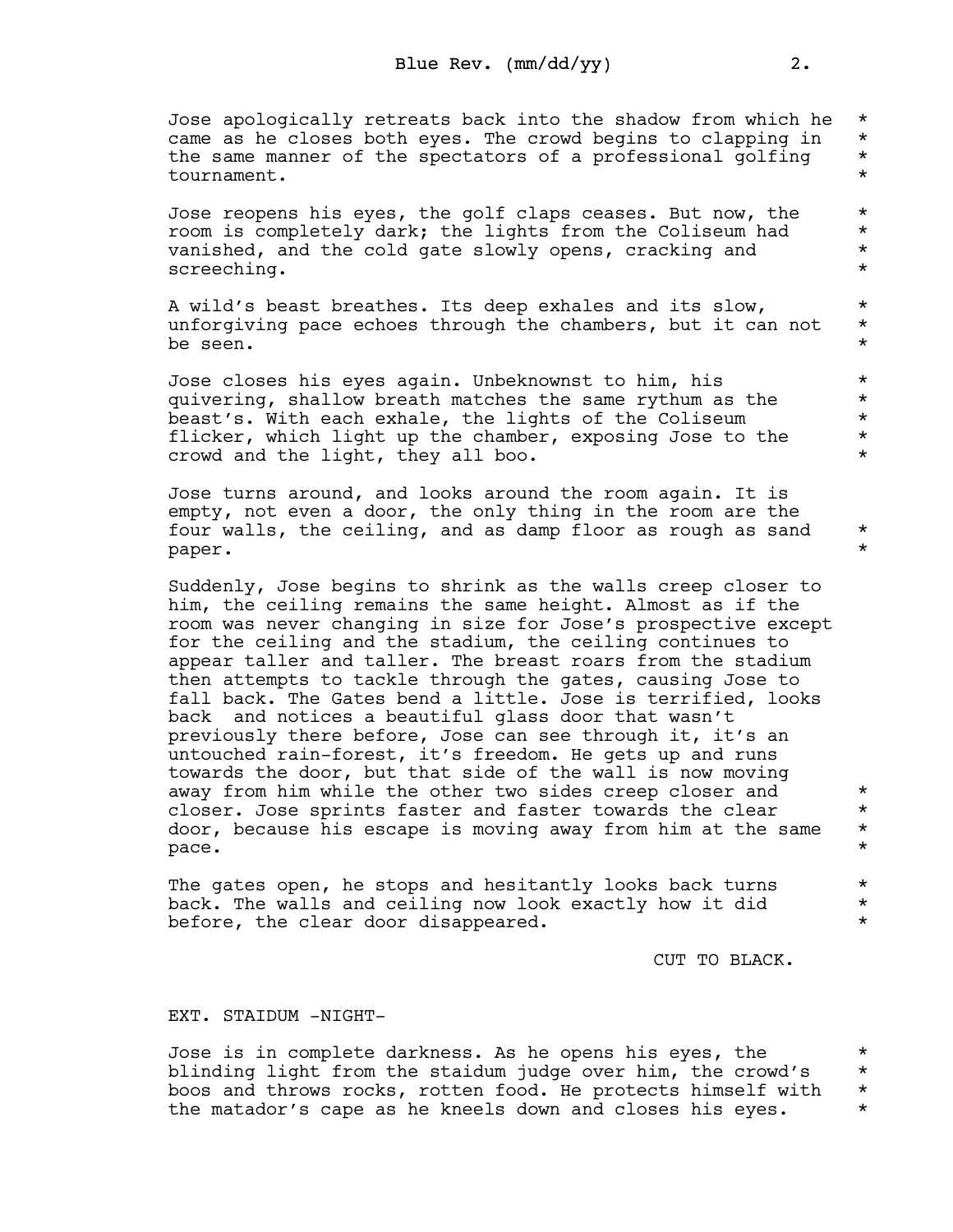Jose apologically retreats back into the shadow from which he came as he closes both eyes. The crowd begins to clapping in the same manner of the spectators of a professional golfing tournament.

Jose reopens his eyes, the golf claps ceases. But now, the room is completely dark; the lights from the Coliseum had vanished, and the cold gate slowly opens, cracking and screeching.

A wild's beast breathes. Its deep exhales and its slow, unforgiving pace echoes through the chambers, but it can not be seen.

Jose closes his eyes again. Unbeknownst to him, his quivering, shallow breath matches the same rythum as the beast's. With each exhale, the lights of the Coliseum flicker, which light up the chamber, exposing Jose to the crowd and the light, they all boo.

Jose turns around, and looks around the room again. It is empty, not even a door, the only thing in the room are the four walls, the ceiling, and as damp floor as rough as sand paper.

Suddenly, Jose begins to shrink as the walls creep closer to him, the ceiling remains the same height. Almost as if the room was never changing in size for Jose's prospective except for the ceiling and the stadium, the ceiling continues to appear taller and taller. The breast roars from the stadium then attempts to tackle through the gates, causing Jose to fall back. The Gates bend a little. Jose is terrified, looks back and notices a beautiful glass door that wasn't previously there before, Jose can see through it, it's an untouched rain-forest, it's freedom. He gets up and runs towards the door, but that side of the wall is now moving away from him while the other two sides creep closer and closer. Jose sprints faster and faster towards the clear door, because his escape is moving away from him at the same pace.

The gates open, he stops and hesitantly looks back turns back. The walls and ceiling now look exactly how it did before, the clear door disappeared.

CUT TO BLACK.

EXT. STAIDUM -NIGHT-

Jose is in complete darkness. As he opens his eyes, the blinding light from the staidum judge over him, the crowd's boos and throws rocks, rotten food. He protects himself with the matador's cape as he kneels down and closes his eyes.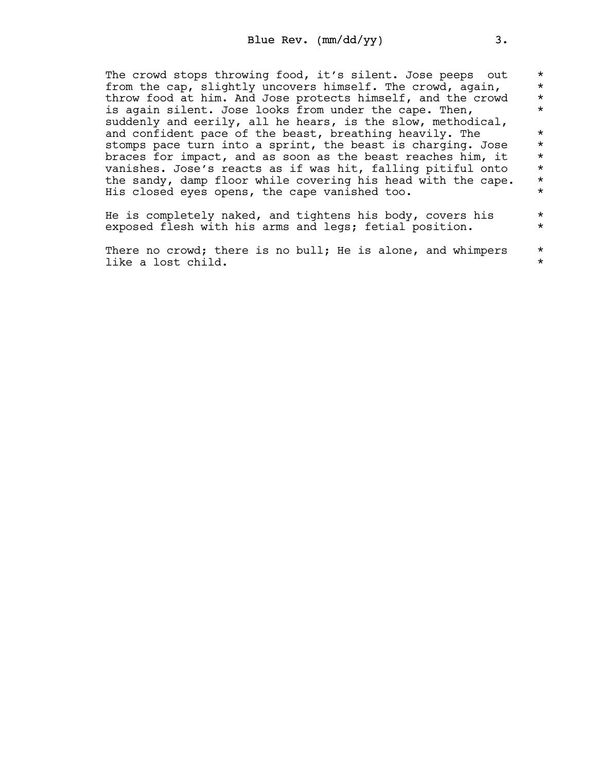The crowd stops throwing food, it’s silent. Jose peeps out from the cap, slightly uncovers himself. The crowd, again, throw food at him. And Jose protects himself, and the crowd is again silent. Jose looks from under the cape. Then, suddenly and eerily, all he hears, is the slow, methodical, and confident pace of the beast, breathing heavily. The stomps pace turn into a sprint, the beast is charging. Jose braces for impact, and as soon as the beast reaches him, it vanishes. Jose’s reacts as if was hit, falling pitiful onto the sandy, damp floor while covering his head with the cape. His closed eyes opens, the cape vanished too.

He is completely naked, and tightens his body, covers his exposed flesh with his arms and legs; fetial position.

There no crowd; there is no bull; He is alone, and whimpers like a lost child.